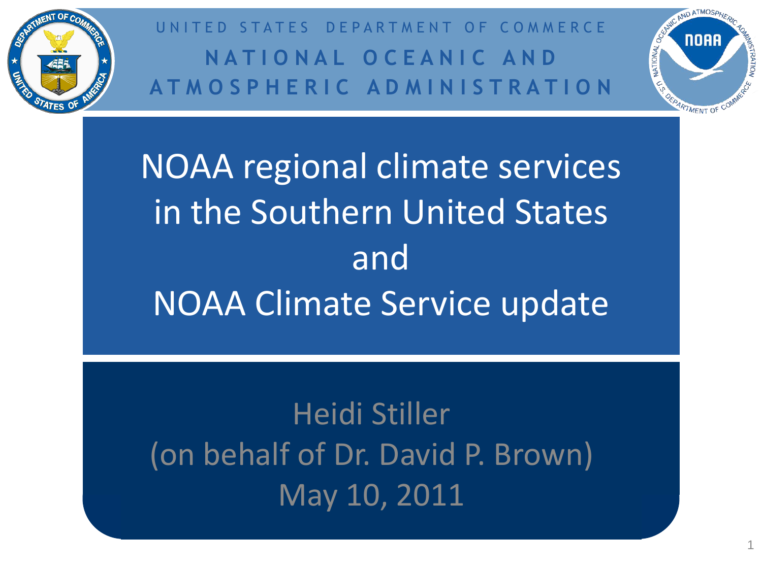UNITED STATES DEPARTMENT OF COMMERCE

NATIONAL OCEANIC AND ATMOSPHERIC ADMINISTRATION

# NOAA regional climate services in the Southern United States and NOAA Climate Service update

Heidi Stiller
(on behalf of Dr. David P. Brown)
May 10, 2011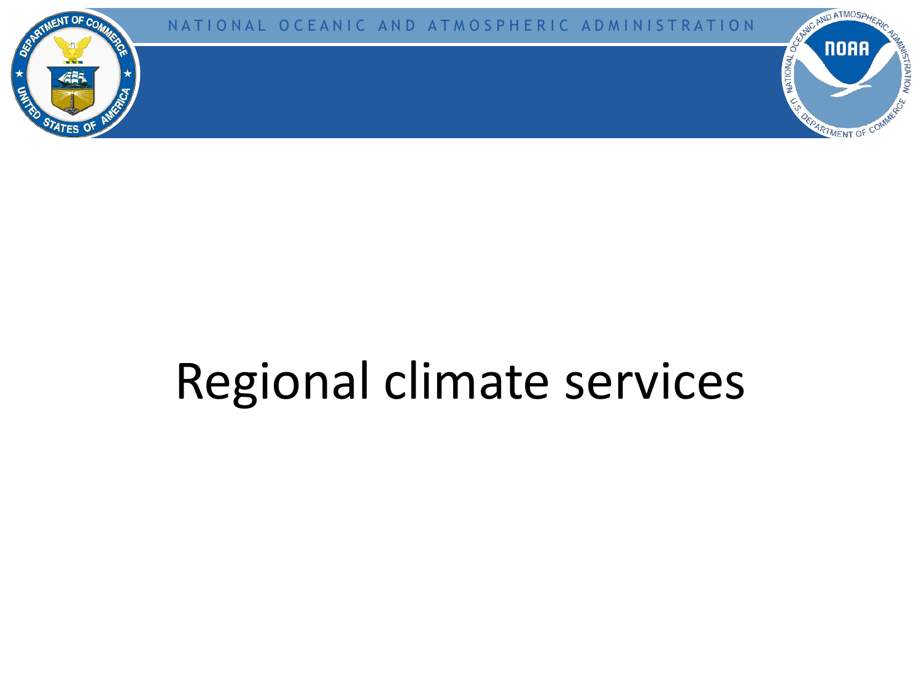# Regional climate services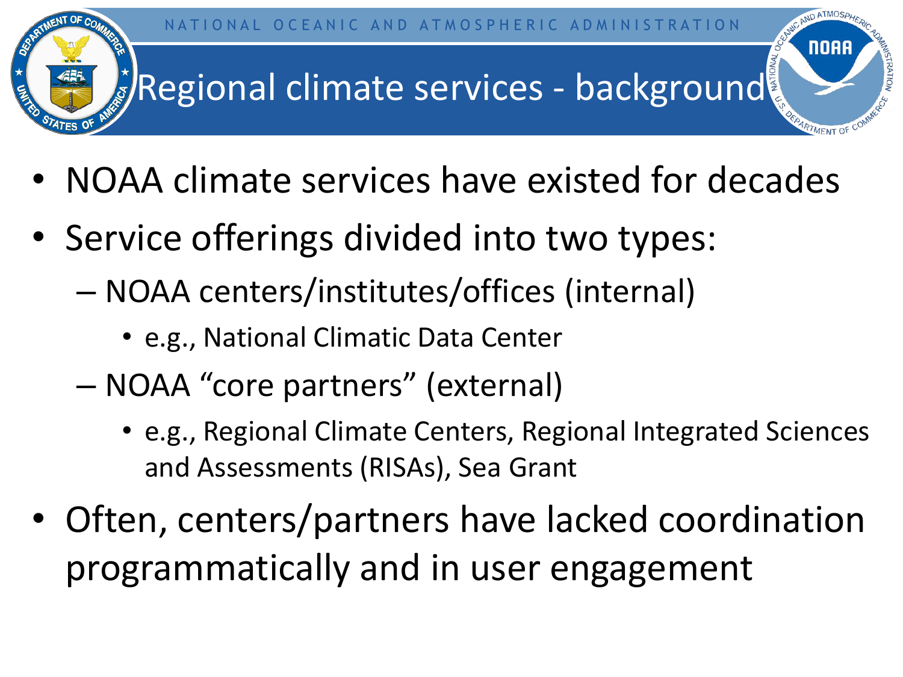# Regional climate services - background

- NOAA climate services have existed for decades
- Service offerings divided into two types:
  - NOAA centers/institutes/offices (internal)
    - e.g., National Climatic Data Center
  - NOAA "core partners" (external)
    - e.g., Regional Climate Centers, Regional Integrated Sciences and Assessments (RISAs), Sea Grant
- Often, centers/partners have lacked coordination programmatically and in user engagement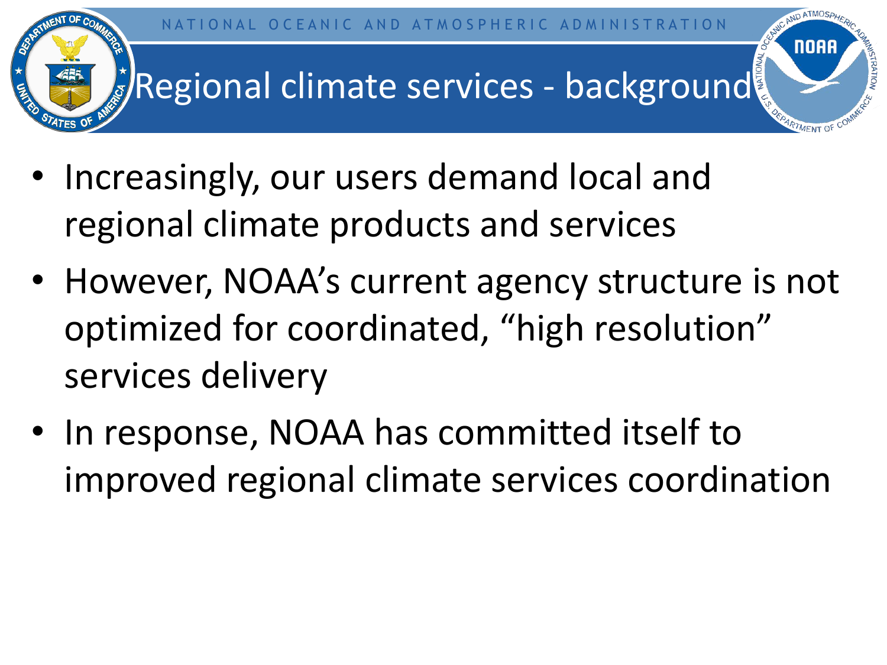# Regional climate services - background

- Increasingly, our users demand local and regional climate products and services
- However, NOAA's current agency structure is not optimized for coordinated, "high resolution" services delivery
- In response, NOAA has committed itself to improved regional climate services coordination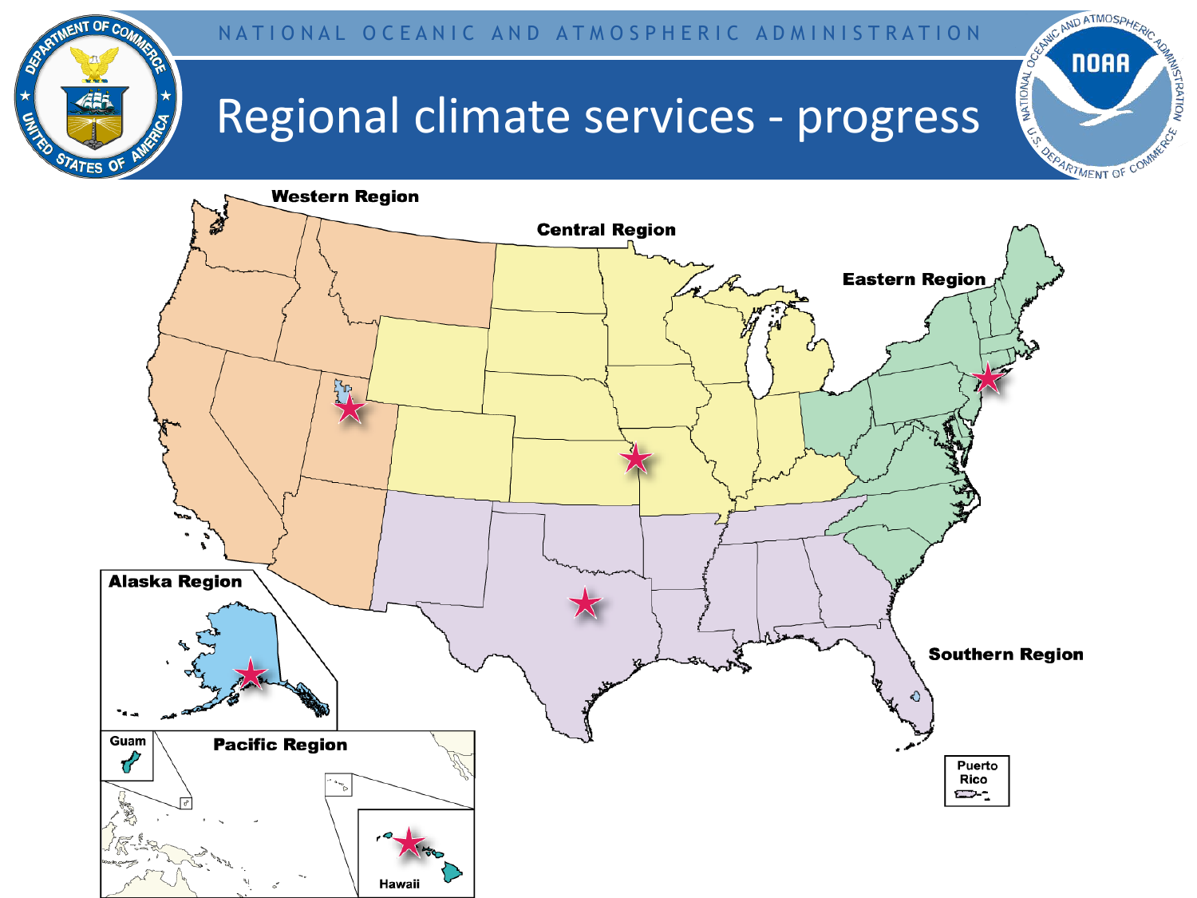# Regional climate services - progress

Western Region

Central Region

Eastern Region

Southern Region

Alaska Region

Pacific Region

Guam

Hawaii

Puerto Rico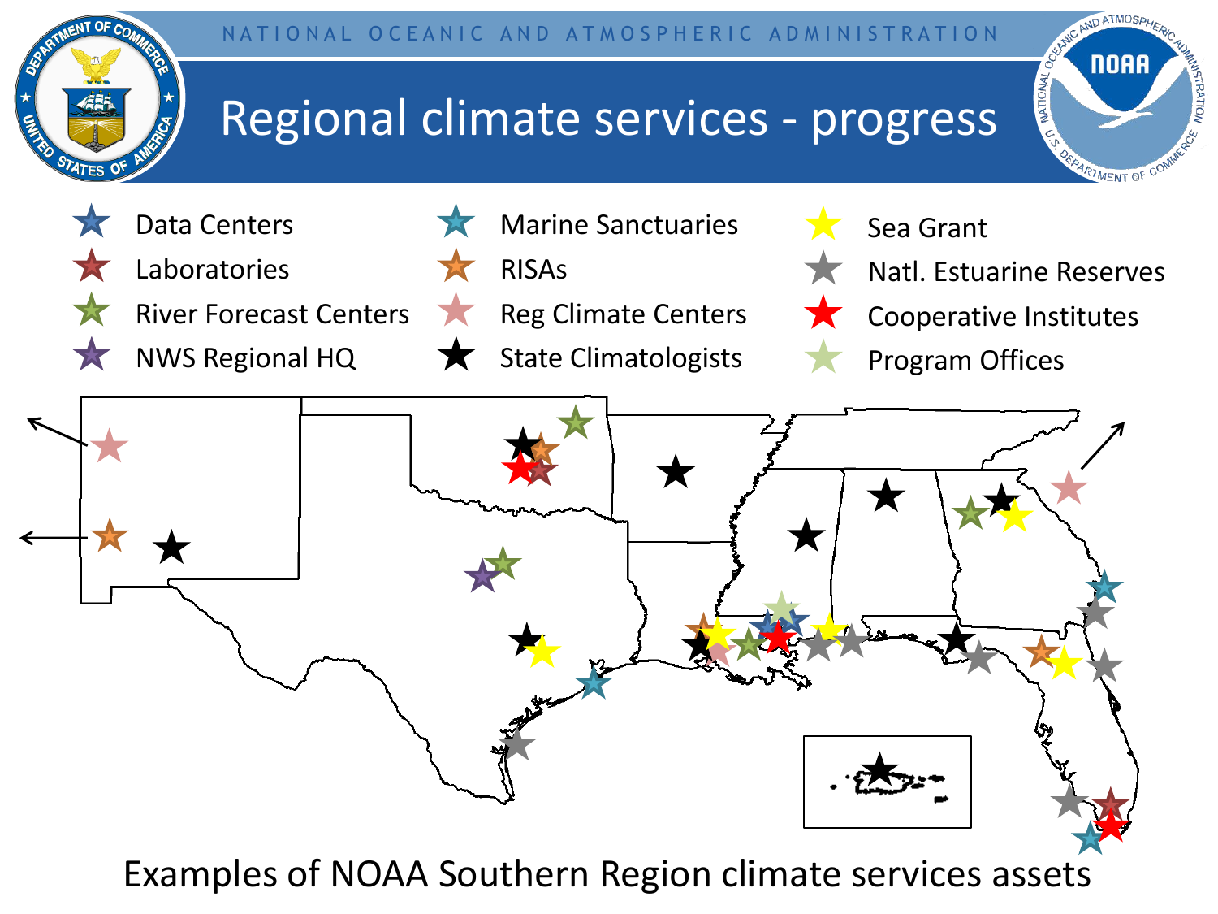NATIONAL OCEANIC AND ATMOSPHERIC ADMINISTRATION

# Regional climate services - progress

- Data Centers
- Laboratories
- River Forecast Centers
- NWS Regional HQ
- Marine Sanctuaries
- RISAs
- Reg Climate Centers
- State Climatologists
- Sea Grant
- Natl. Estuarine Reserves
- Cooperative Institutes
- Program Offices

Examples of NOAA Southern Region climate services assets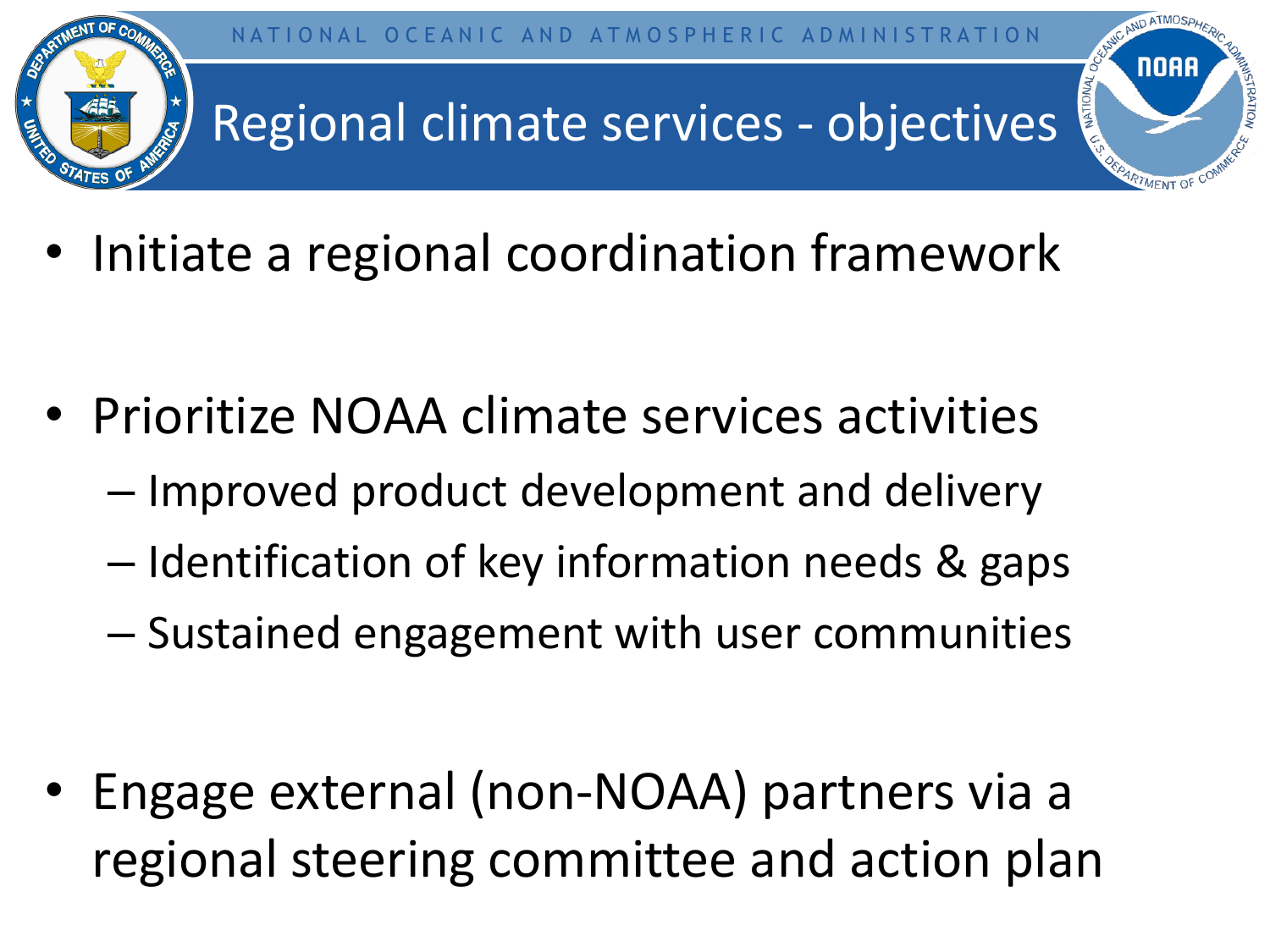# Regional climate services - objectives

- Initiate a regional coordination framework
- Prioritize NOAA climate services activities
  - Improved product development and delivery
  - Identification of key information needs & gaps
  - Sustained engagement with user communities
- Engage external (non-NOAA) partners via a regional steering committee and action plan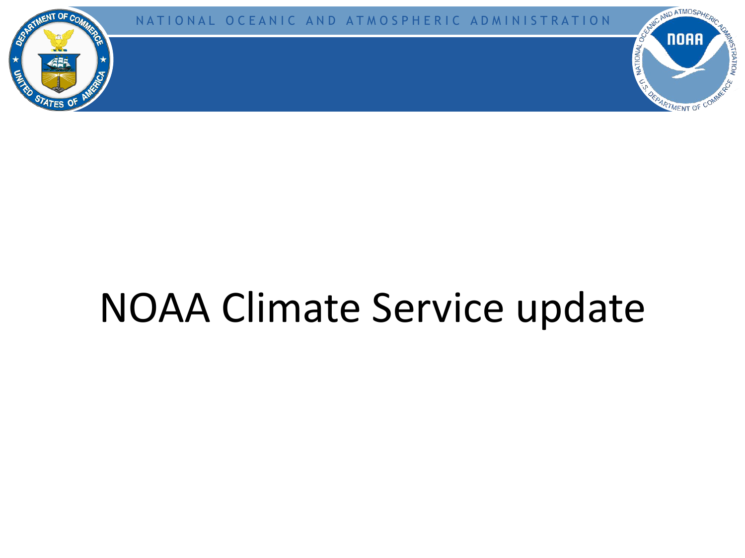# NOAA Climate Service update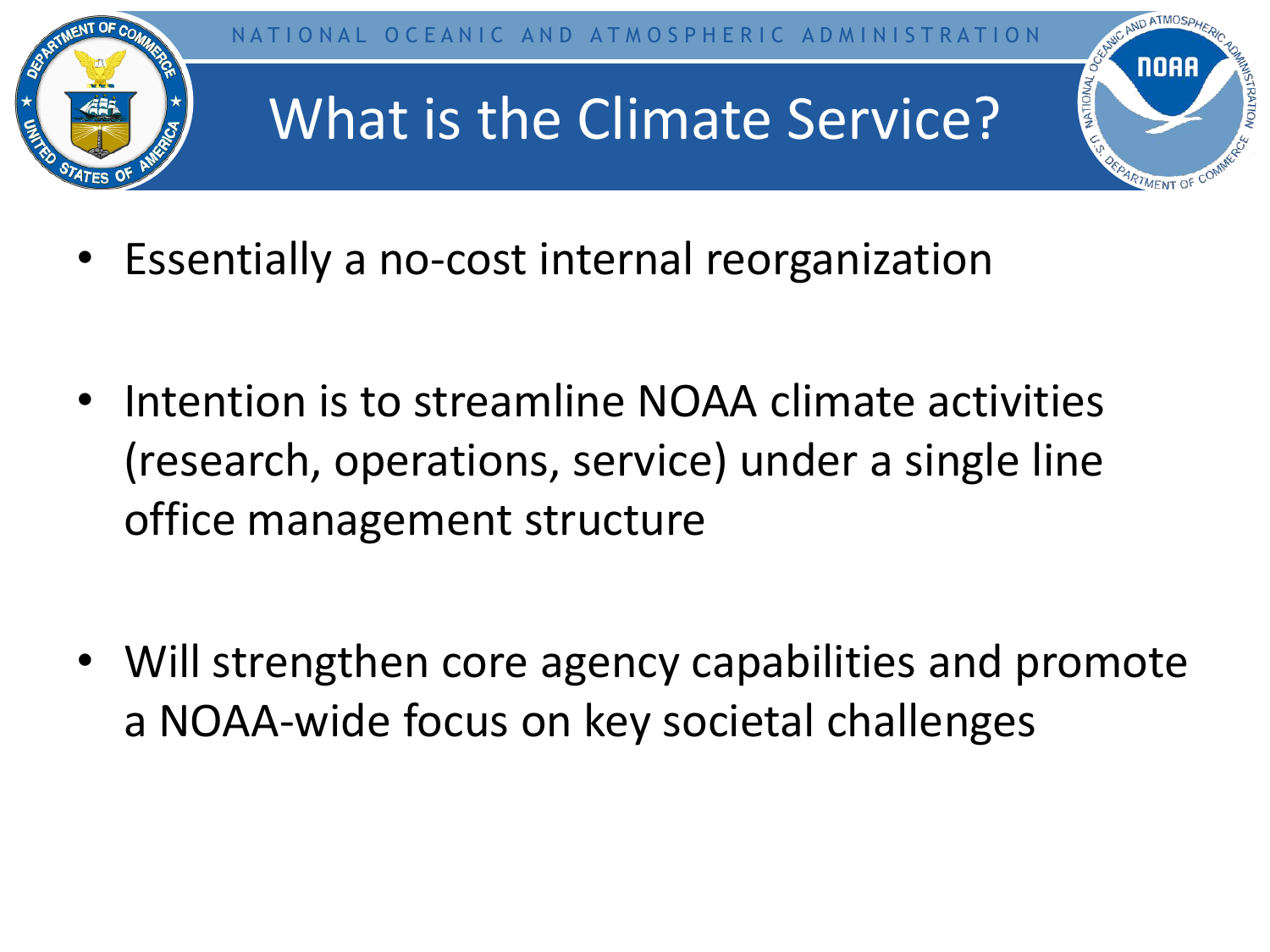# What is the Climate Service?

- Essentially a no-cost internal reorganization
- Intention is to streamline NOAA climate activities (research, operations, service) under a single line office management structure
- Will strengthen core agency capabilities and promote a NOAA-wide focus on key societal challenges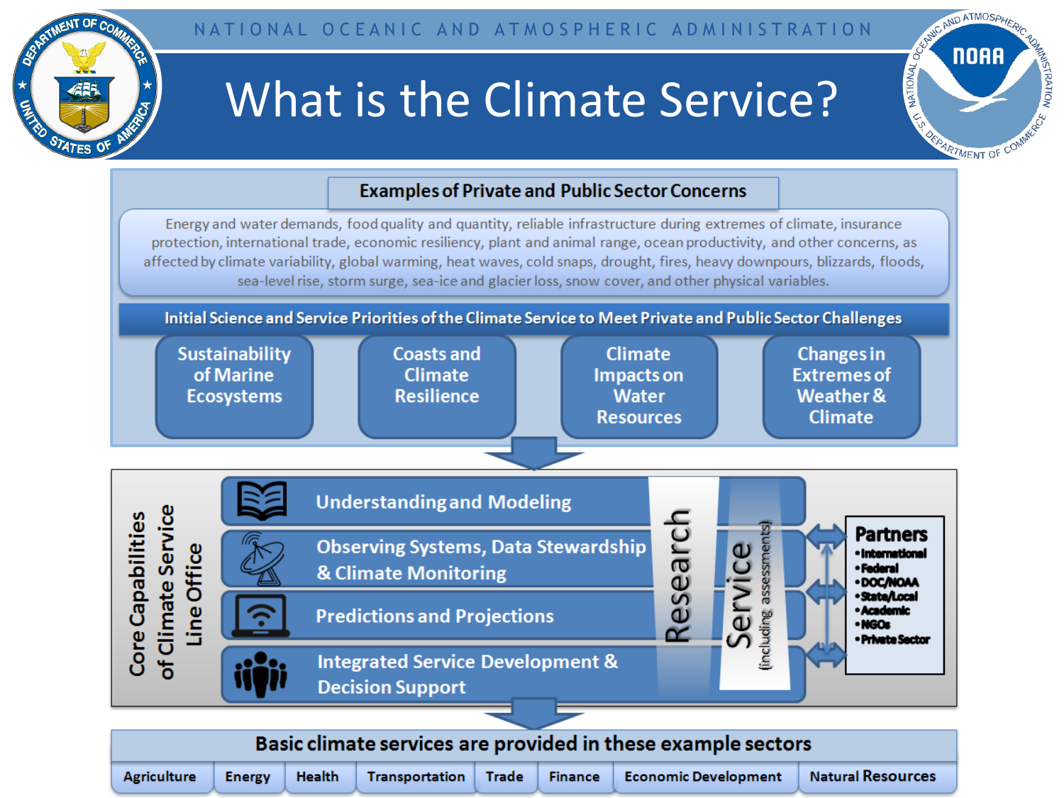NATIONAL OCEANIC AND ATMOSPHERIC ADMINISTRATION

# What is the Climate Service?

## Examples of Private and Public Sector Concerns

Energy and water demands, food quality and quantity, reliable infrastructure during extremes of climate, insurance protection, international trade, economic resiliency, plant and animal range, ocean productivity, and other concerns, as affected by climate variability, global warming, heat waves, cold snaps, drought, fires, heavy downpours, blizzards, floods, sea-level rise, storm surge, sea-ice and glacier loss, snow cover, and other physical variables.

## Initial Science and Service Priorities of the Climate Service to Meet Private and Public Sector Challenges

- Sustainability of Marine Ecosystems
- Coasts and Climate Resilience
- Climate Impacts on Water Resources
- Changes in Extremes of Weather & Climate

## Core Capabilities of Climate Service Line Office

- Understanding and Modeling
- Observing Systems, Data Stewardship & Climate Monitoring
- Predictions and Projections
- Integrated Service Development & Decision Support

Research

Service (including assessments)

**Partners**

- International
- Federal
- DOC/NOAA
- State/Local
- Academic
- NGOs
- Private Sector

## Basic climate services are provided in these example sectors

| | | | | | | | |
|---|---|---|---|---|---|---|---|
| Agriculture | Energy | Health | Transportation | Trade | Finance | Economic Development | Natural Resources |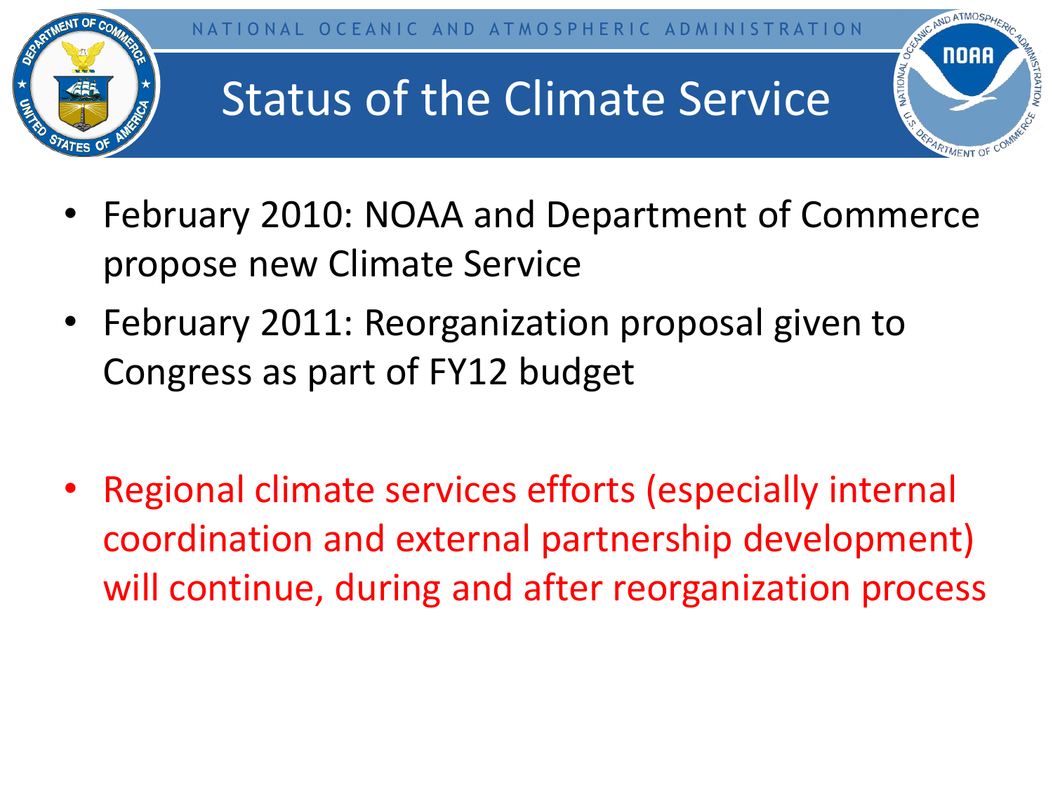# Status of the Climate Service

- February 2010: NOAA and Department of Commerce propose new Climate Service
- February 2011: Reorganization proposal given to Congress as part of FY12 budget

- Regional climate services efforts (especially internal coordination and external partnership development) will continue, during and after reorganization process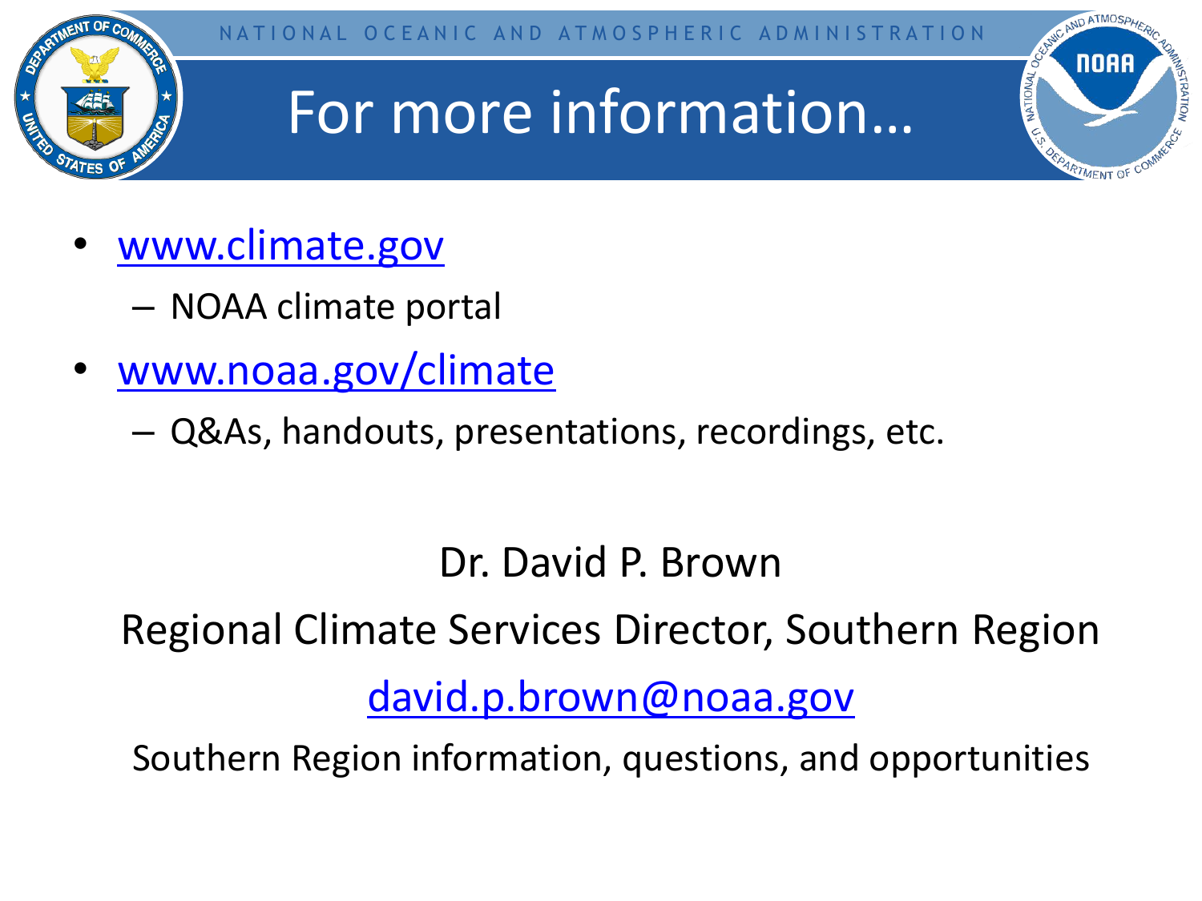# For more information…

- www.climate.gov
  - NOAA climate portal
- www.noaa.gov/climate
  - Q&As, handouts, presentations, recordings, etc.

Dr. David P. Brown

Regional Climate Services Director, Southern Region

david.p.brown@noaa.gov

Southern Region information, questions, and opportunities